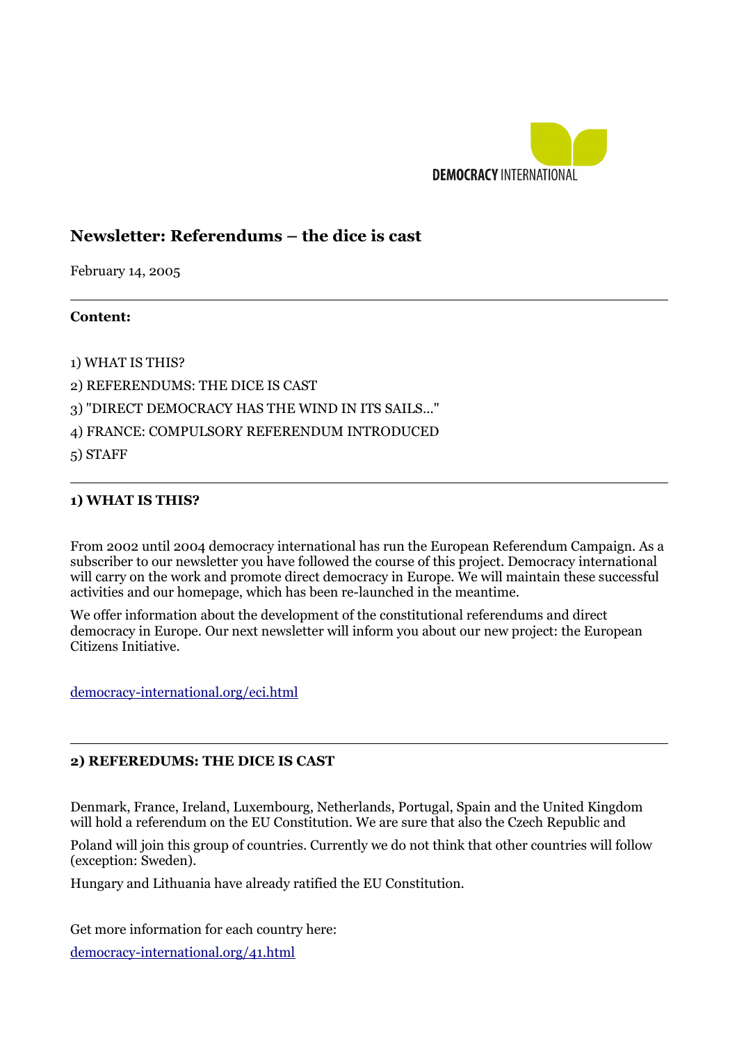DEMOCRACY INTERNATIONAL

# Newsletter: Referendums – the dice is cast

February 14, 2005

---

**Content:**

1) WHAT IS THIS?

2) REFERENDUMS: THE DICE IS CAST

3) "DIRECT DEMOCRACY HAS THE WIND IN ITS SAILS..."

4) FRANCE: COMPULSORY REFERENDUM INTRODUCED

5) STAFF

---

### 1) WHAT IS THIS?

From 2002 until 2004 democracy international has run the European Referendum Campaign. As a subscriber to our newsletter you have followed the course of this project. Democracy international will carry on the work and promote direct democracy in Europe. We will maintain these successful activities and our homepage, which has been re-launched in the meantime.

We offer information about the development of the constitutional referendums and direct democracy in Europe. Our next newsletter will inform you about our new project: the European Citizens Initiative.

[democracy-international.org/eci.html](democracy-international.org/eci.html)

---

### 2) REFEREDUMS: THE DICE IS CAST

Denmark, France, Ireland, Luxembourg, Netherlands, Portugal, Spain and the United Kingdom will hold a referendum on the EU Constitution. We are sure that also the Czech Republic and Poland will join this group of countries. Currently we do not think that other countries will follow (exception: Sweden).

Hungary and Lithuania have already ratified the EU Constitution.

Get more information for each country here:

[democracy-international.org/41.html](democracy-international.org/41.html)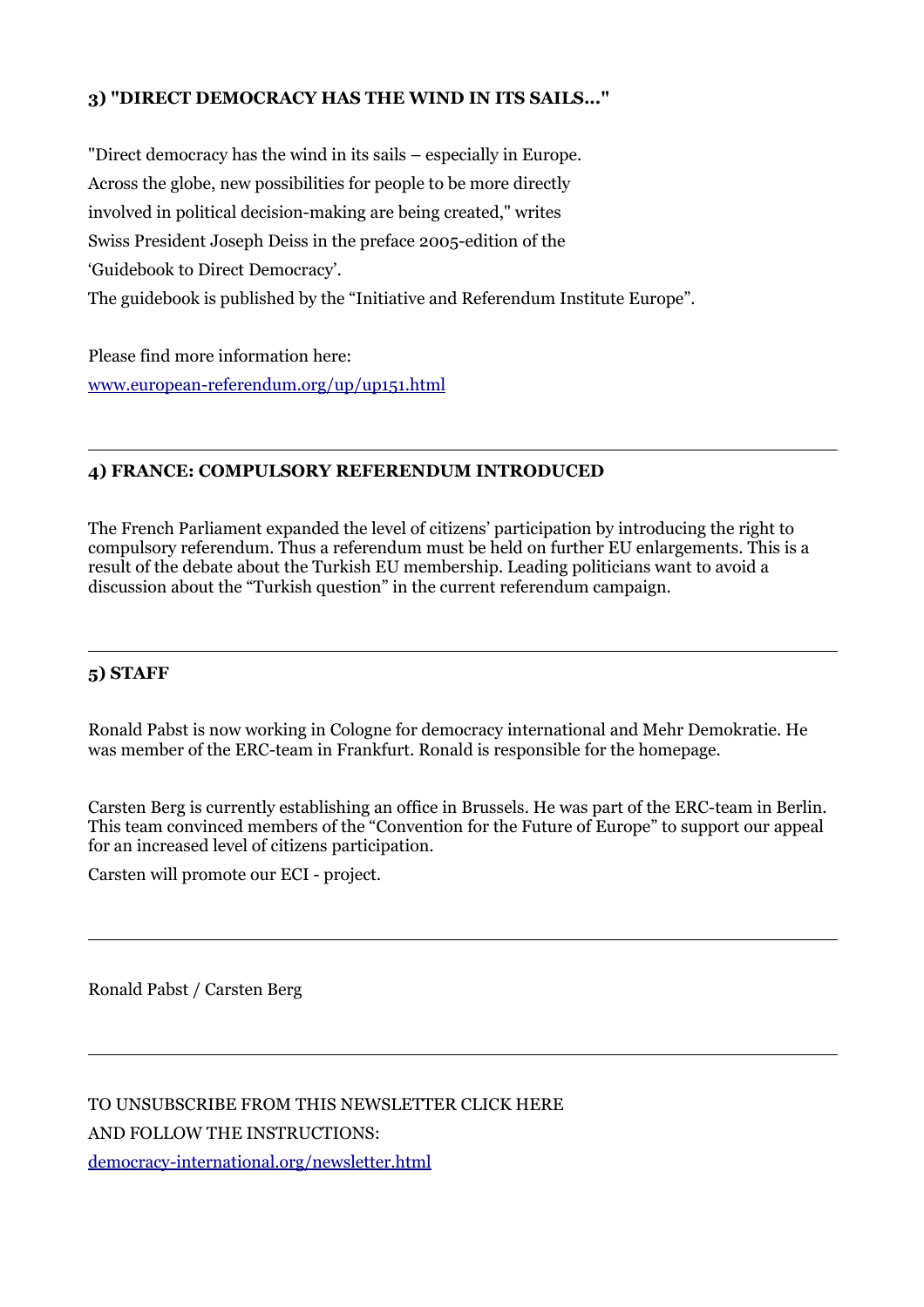### 3) "DIRECT DEMOCRACY HAS THE WIND IN ITS SAILS..."

"Direct democracy has the wind in its sails – especially in Europe. Across the globe, new possibilities for people to be more directly involved in political decision-making are being created," writes Swiss President Joseph Deiss in the preface 2005-edition of the 'Guidebook to Direct Democracy'.
The guidebook is published by the "Initiative and Referendum Institute Europe".

Please find more information here:
www.european-referendum.org/up/up151.html

---

### 4) FRANCE: COMPULSORY REFERENDUM INTRODUCED

The French Parliament expanded the level of citizens' participation by introducing the right to compulsory referendum. Thus a referendum must be held on further EU enlargements. This is a result of the debate about the Turkish EU membership. Leading politicians want to avoid a discussion about the "Turkish question" in the current referendum campaign.

---

### 5) STAFF

Ronald Pabst is now working in Cologne for democracy international and Mehr Demokratie. He was member of the ERC-team in Frankfurt. Ronald is responsible for the homepage.

Carsten Berg is currently establishing an office in Brussels. He was part of the ERC-team in Berlin. This team convinced members of the "Convention for the Future of Europe" to support our appeal for an increased level of citizens participation.

Carsten will promote our ECI - project.

---

Ronald Pabst / Carsten Berg

---

TO UNSUBSCRIBE FROM THIS NEWSLETTER CLICK HERE
AND FOLLOW THE INSTRUCTIONS:
democracy-international.org/newsletter.html